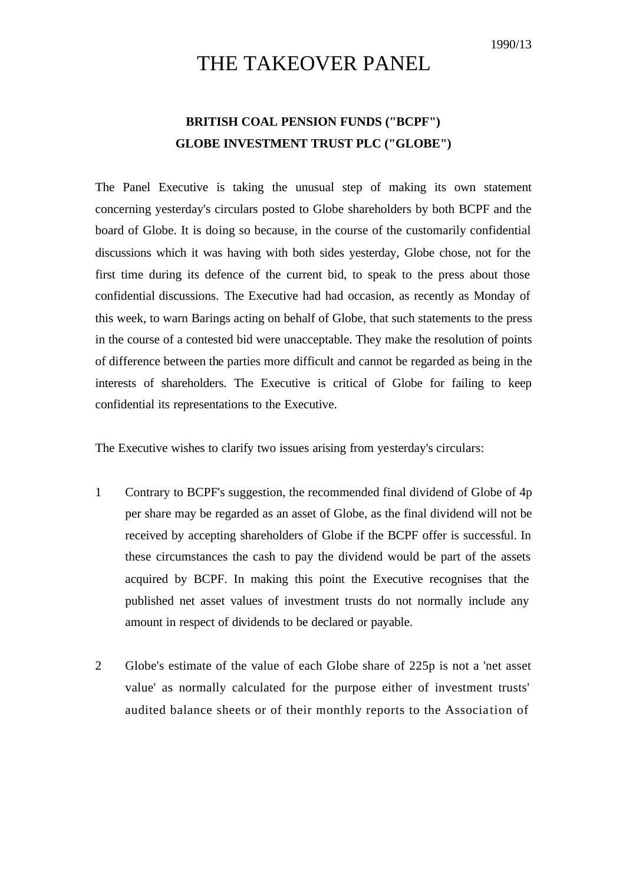1990/13

# THE TAKEOVER PANEL

## BRITISH COAL PENSION FUNDS ("BCPF")
## GLOBE INVESTMENT TRUST PLC ("GLOBE")

The Panel Executive is taking the unusual step of making its own statement concerning yesterday's circulars posted to Globe shareholders by both BCPF and the board of Globe. It is doing so because, in the course of the customarily confidential discussions which it was having with both sides yesterday, Globe chose, not for the first time during its defence of the current bid, to speak to the press about those confidential discussions. The Executive had had occasion, as recently as Monday of this week, to warn Barings acting on behalf of Globe, that such statements to the press in the course of a contested bid were unacceptable. They make the resolution of points of difference between the parties more difficult and cannot be regarded as being in the interests of shareholders. The Executive is critical of Globe for failing to keep confidential its representations to the Executive.

The Executive wishes to clarify two issues arising from yesterday's circulars:

1. Contrary to BCPF's suggestion, the recommended final dividend of Globe of 4p per share may be regarded as an asset of Globe, as the final dividend will not be received by accepting shareholders of Globe if the BCPF offer is successful. In these circumstances the cash to pay the dividend would be part of the assets acquired by BCPF. In making this point the Executive recognises that the published net asset values of investment trusts do not normally include any amount in respect of dividends to be declared or payable.

2. Globe's estimate of the value of each Globe share of 225p is not a 'net asset value' as normally calculated for the purpose either of investment trusts' audited balance sheets or of their monthly reports to the Association of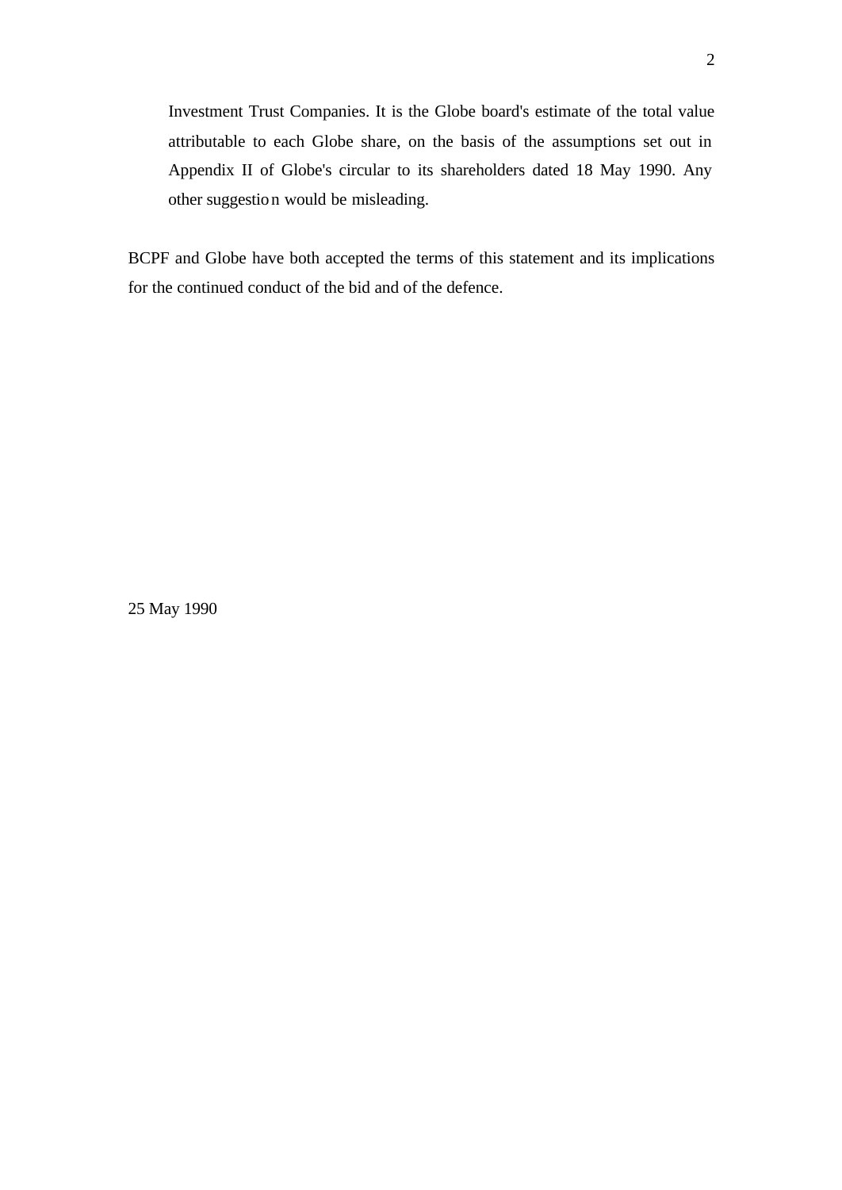Investment Trust Companies. It is the Globe board's estimate of the total value attributable to each Globe share, on the basis of the assumptions set out in Appendix II of Globe's circular to its shareholders dated 18 May 1990. Any other suggestion would be misleading.

BCPF and Globe have both accepted the terms of this statement and its implications for the continued conduct of the bid and of the defence.

25 May 1990